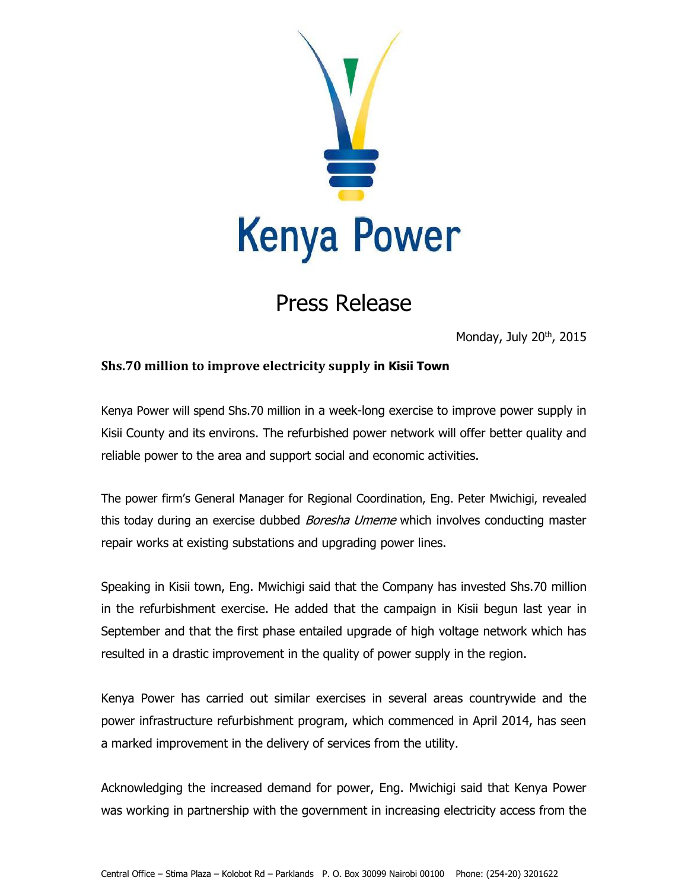Kenya Power

# Press Release

Monday, July 20th, 2015

**Shs.70 million to improve electricity supply in Kisii Town**

Kenya Power will spend Shs.70 million in a week-long exercise to improve power supply in Kisii County and its environs. The refurbished power network will offer better quality and reliable power to the area and support social and economic activities.

The power firm's General Manager for Regional Coordination, Eng. Peter Mwichigi, revealed this today during an exercise dubbed *Boresha Umeme* which involves conducting master repair works at existing substations and upgrading power lines.

Speaking in Kisii town, Eng. Mwichigi said that the Company has invested Shs.70 million in the refurbishment exercise. He added that the campaign in Kisii begun last year in September and that the first phase entailed upgrade of high voltage network which has resulted in a drastic improvement in the quality of power supply in the region.

Kenya Power has carried out similar exercises in several areas countrywide and the power infrastructure refurbishment program, which commenced in April 2014, has seen a marked improvement in the delivery of services from the utility.

Acknowledging the increased demand for power, Eng. Mwichigi said that Kenya Power was working in partnership with the government in increasing electricity access from the

Central Office – Stima Plaza – Kolobot Rd – Parklands P. O. Box 30099 Nairobi 00100 Phone: (254-20) 3201622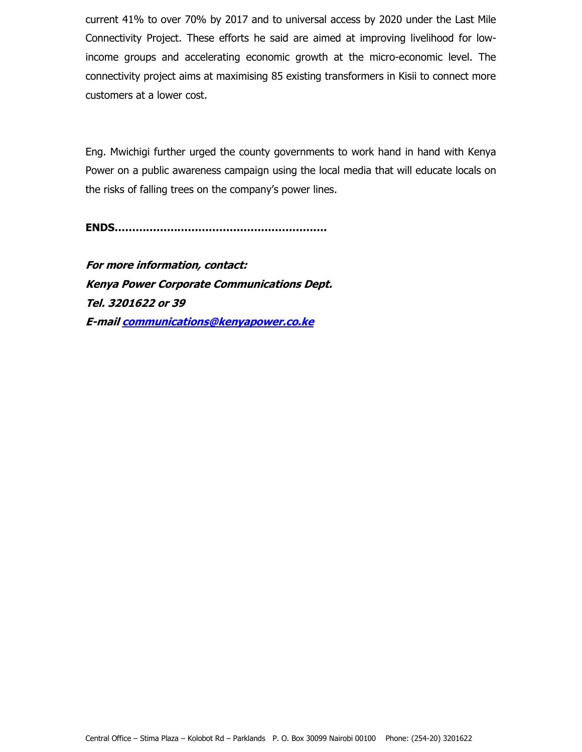current 41% to over 70% by 2017 and to universal access by 2020 under the Last Mile Connectivity Project. These efforts he said are aimed at improving livelihood for low-income groups and accelerating economic growth at the micro-economic level. The connectivity project aims at maximising 85 existing transformers in Kisii to connect more customers at a lower cost.

Eng. Mwichigi further urged the county governments to work hand in hand with Kenya Power on a public awareness campaign using the local media that will educate locals on the risks of falling trees on the company's power lines.

**ENDS…………………………………………………..**

***For more information, contact:***
***Kenya Power Corporate Communications Dept.***
***Tel. 3201622 or 39***
***E-mail communications@kenyapower.co.ke***